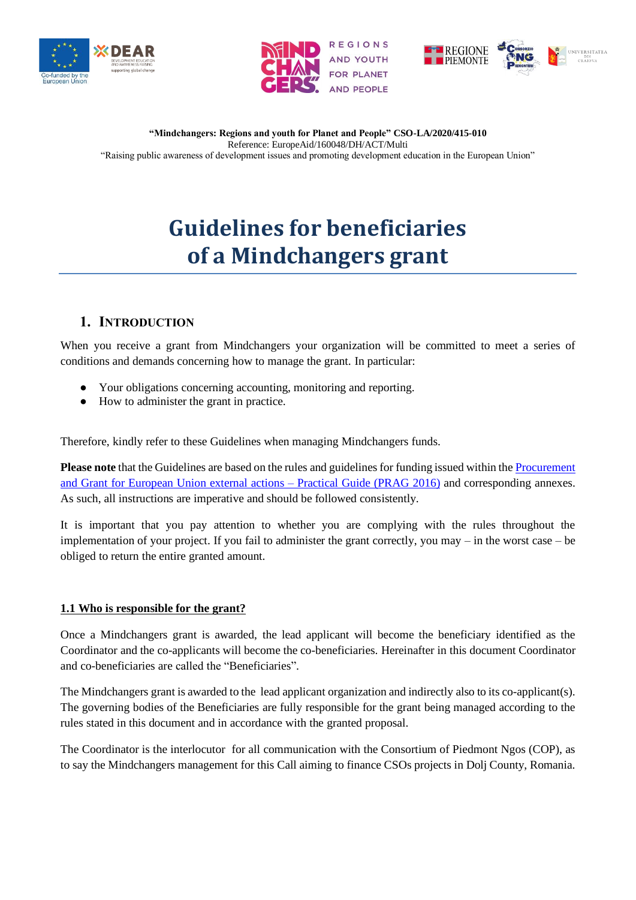**“Mindchangers: Regions and youth for Planet and People” CSO-LA/2020/415-010**
Reference: EuropeAid/160048/DH/ACT/Multi
“Raising public awareness of development issues and promoting development education in the European Union”

# Guidelines for beneficiaries of a Mindchangers grant

## 1. Introduction

When you receive a grant from Mindchangers your organization will be committed to meet a series of conditions and demands concerning how to manage the grant. In particular:

- Your obligations concerning accounting, monitoring and reporting.
- How to administer the grant in practice.

Therefore, kindly refer to these Guidelines when managing Mindchangers funds.

**Please note** that the Guidelines are based on the rules and guidelines for funding issued within the Procurement and Grant for European Union external actions – Practical Guide (PRAG 2016) and corresponding annexes. As such, all instructions are imperative and should be followed consistently.

It is important that you pay attention to whether you are complying with the rules throughout the implementation of your project. If you fail to administer the grant correctly, you may – in the worst case – be obliged to return the entire granted amount.

### 1.1 Who is responsible for the grant?

Once a Mindchangers grant is awarded, the lead applicant will become the beneficiary identified as the Coordinator and the co-applicants will become the co-beneficiaries. Hereinafter in this document Coordinator and co-beneficiaries are called the “Beneficiaries”.

The Mindchangers grant is awarded to the lead applicant organization and indirectly also to its co-applicant(s). The governing bodies of the Beneficiaries are fully responsible for the grant being managed according to the rules stated in this document and in accordance with the granted proposal.

The Coordinator is the interlocutor for all communication with the Consortium of Piedmont Ngos (COP), as to say the Mindchangers management for this Call aiming to finance CSOs projects in Dolj County, Romania.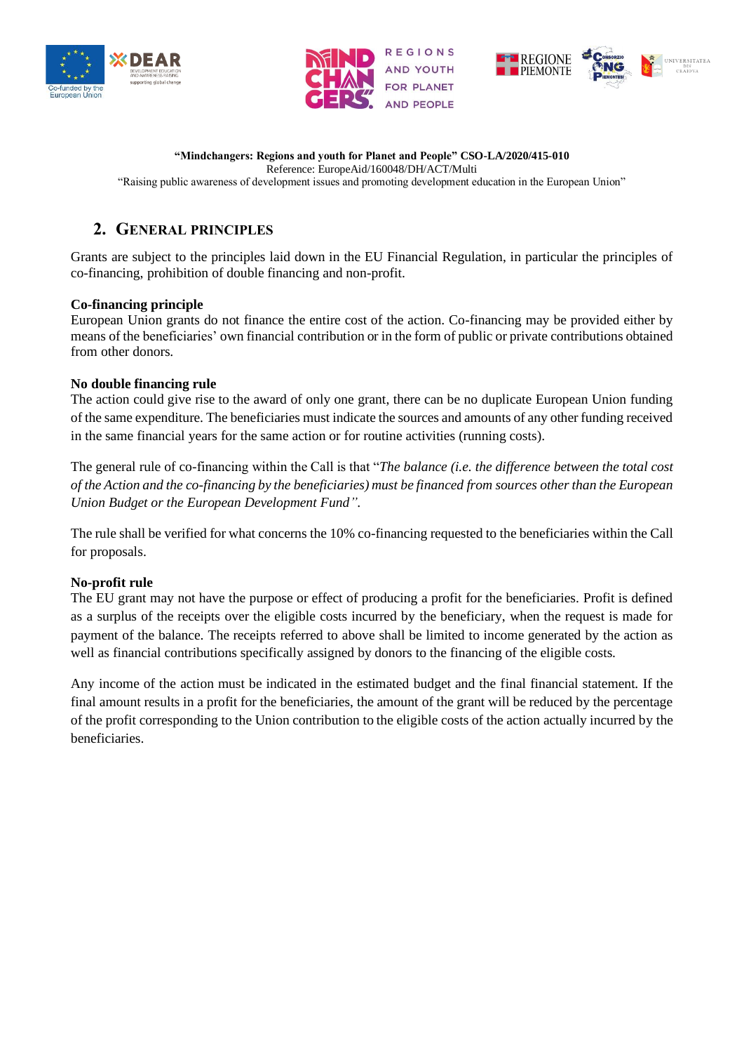**"Mindchangers: Regions and youth for Planet and People" CSO-LA/2020/415-010**
Reference: EuropeAid/160048/DH/ACT/Multi
"Raising public awareness of development issues and promoting development education in the European Union"

## 2. General principles

Grants are subject to the principles laid down in the EU Financial Regulation, in particular the principles of co-financing, prohibition of double financing and non-profit.

**Co-financing principle**
European Union grants do not finance the entire cost of the action. Co-financing may be provided either by means of the beneficiaries' own financial contribution or in the form of public or private contributions obtained from other donors.

**No double financing rule**
The action could give rise to the award of only one grant, there can be no duplicate European Union funding of the same expenditure. The beneficiaries must indicate the sources and amounts of any other funding received in the same financial years for the same action or for routine activities (running costs).

The general rule of co-financing within the Call is that "*The balance (i.e. the difference between the total cost of the Action and the co-financing by the beneficiaries) must be financed from sources other than the European Union Budget or the European Development Fund".*

The rule shall be verified for what concerns the 10% co-financing requested to the beneficiaries within the Call for proposals.

**No-profit rule**
The EU grant may not have the purpose or effect of producing a profit for the beneficiaries. Profit is defined as a surplus of the receipts over the eligible costs incurred by the beneficiary, when the request is made for payment of the balance. The receipts referred to above shall be limited to income generated by the action as well as financial contributions specifically assigned by donors to the financing of the eligible costs.

Any income of the action must be indicated in the estimated budget and the final financial statement. If the final amount results in a profit for the beneficiaries, the amount of the grant will be reduced by the percentage of the profit corresponding to the Union contribution to the eligible costs of the action actually incurred by the beneficiaries.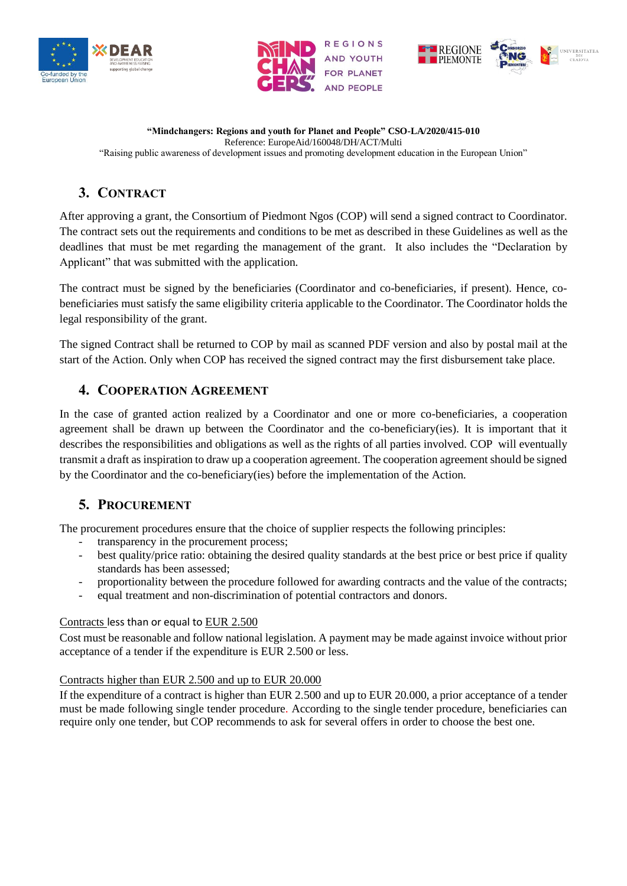## 3. Contract

After approving a grant, the Consortium of Piedmont Ngos (COP) will send a signed contract to Coordinator. The contract sets out the requirements and conditions to be met as described in these Guidelines as well as the deadlines that must be met regarding the management of the grant. It also includes the "Declaration by Applicant" that was submitted with the application.

The contract must be signed by the beneficiaries (Coordinator and co-beneficiaries, if present). Hence, co-beneficiaries must satisfy the same eligibility criteria applicable to the Coordinator. The Coordinator holds the legal responsibility of the grant.

The signed Contract shall be returned to COP by mail as scanned PDF version and also by postal mail at the start of the Action. Only when COP has received the signed contract may the first disbursement take place.

## 4. Cooperation Agreement

In the case of granted action realized by a Coordinator and one or more co-beneficiaries, a cooperation agreement shall be drawn up between the Coordinator and the co-beneficiary(ies). It is important that it describes the responsibilities and obligations as well as the rights of all parties involved. COP will eventually transmit a draft as inspiration to draw up a cooperation agreement. The cooperation agreement should be signed by the Coordinator and the co-beneficiary(ies) before the implementation of the Action.

## 5. Procurement

The procurement procedures ensure that the choice of supplier respects the following principles:

- transparency in the procurement process;
- best quality/price ratio: obtaining the desired quality standards at the best price or best price if quality standards has been assessed;
- proportionality between the procedure followed for awarding contracts and the value of the contracts;
- equal treatment and non-discrimination of potential contractors and donors.

<u>Contracts less than or equal to EUR 2.500</u>

Cost must be reasonable and follow national legislation. A payment may be made against invoice without prior acceptance of a tender if the expenditure is EUR 2.500 or less.

<u>Contracts higher than EUR 2.500 and up to EUR 20.000</u>

If the expenditure of a contract is higher than EUR 2.500 and up to EUR 20.000, a prior acceptance of a tender must be made following single tender procedure. According to the single tender procedure, beneficiaries can require only one tender, but COP recommends to ask for several offers in order to choose the best one.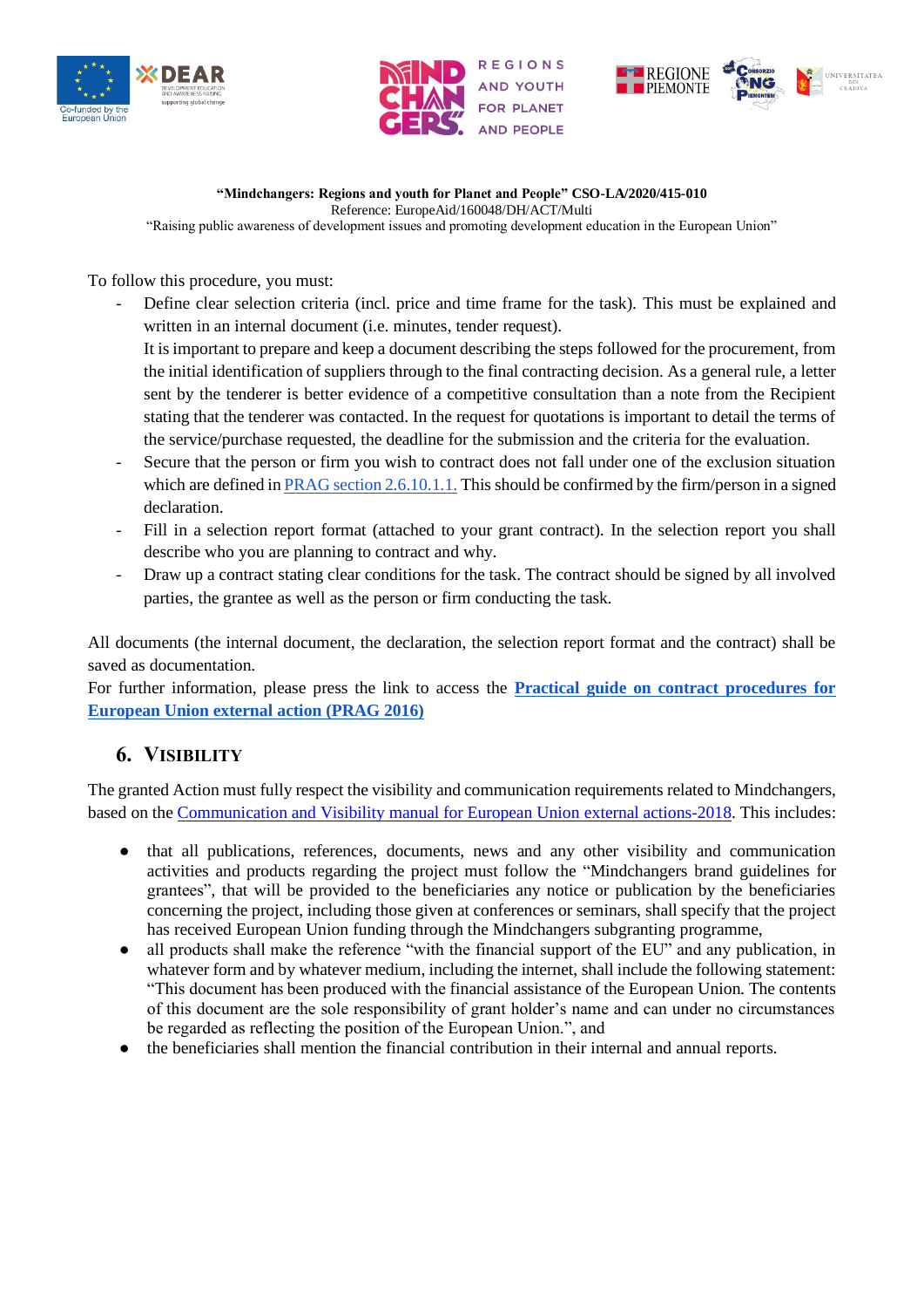**"Mindchangers: Regions and youth for Planet and People" CSO-LA/2020/415-010**
Reference: EuropeAid/160048/DH/ACT/Multi
"Raising public awareness of development issues and promoting development education in the European Union"

To follow this procedure, you must:

- Define clear selection criteria (incl. price and time frame for the task). This must be explained and written in an internal document (i.e. minutes, tender request).
  It is important to prepare and keep a document describing the steps followed for the procurement, from the initial identification of suppliers through to the final contracting decision. As a general rule, a letter sent by the tenderer is better evidence of a competitive consultation than a note from the Recipient stating that the tenderer was contacted. In the request for quotations is important to detail the terms of the service/purchase requested, the deadline for the submission and the criteria for the evaluation.
- Secure that the person or firm you wish to contract does not fall under one of the exclusion situation which are defined in PRAG section 2.6.10.1.1. This should be confirmed by the firm/person in a signed declaration.
- Fill in a selection report format (attached to your grant contract). In the selection report you shall describe who you are planning to contract and why.
- Draw up a contract stating clear conditions for the task. The contract should be signed by all involved parties, the grantee as well as the person or firm conducting the task.

All documents (the internal document, the declaration, the selection report format and the contract) shall be saved as documentation.
For further information, please press the link to access the **Practical guide on contract procedures for European Union external action (PRAG 2016)**

## 6. VISIBILITY

The granted Action must fully respect the visibility and communication requirements related to Mindchangers, based on the Communication and Visibility manual for European Union external actions-2018. This includes:

- that all publications, references, documents, news and any other visibility and communication activities and products regarding the project must follow the "Mindchangers brand guidelines for grantees", that will be provided to the beneficiaries any notice or publication by the beneficiaries concerning the project, including those given at conferences or seminars, shall specify that the project has received European Union funding through the Mindchangers subgranting programme,
- all products shall make the reference "with the financial support of the EU" and any publication, in whatever form and by whatever medium, including the internet, shall include the following statement: "This document has been produced with the financial assistance of the European Union. The contents of this document are the sole responsibility of grant holder's name and can under no circumstances be regarded as reflecting the position of the European Union.", and
- the beneficiaries shall mention the financial contribution in their internal and annual reports.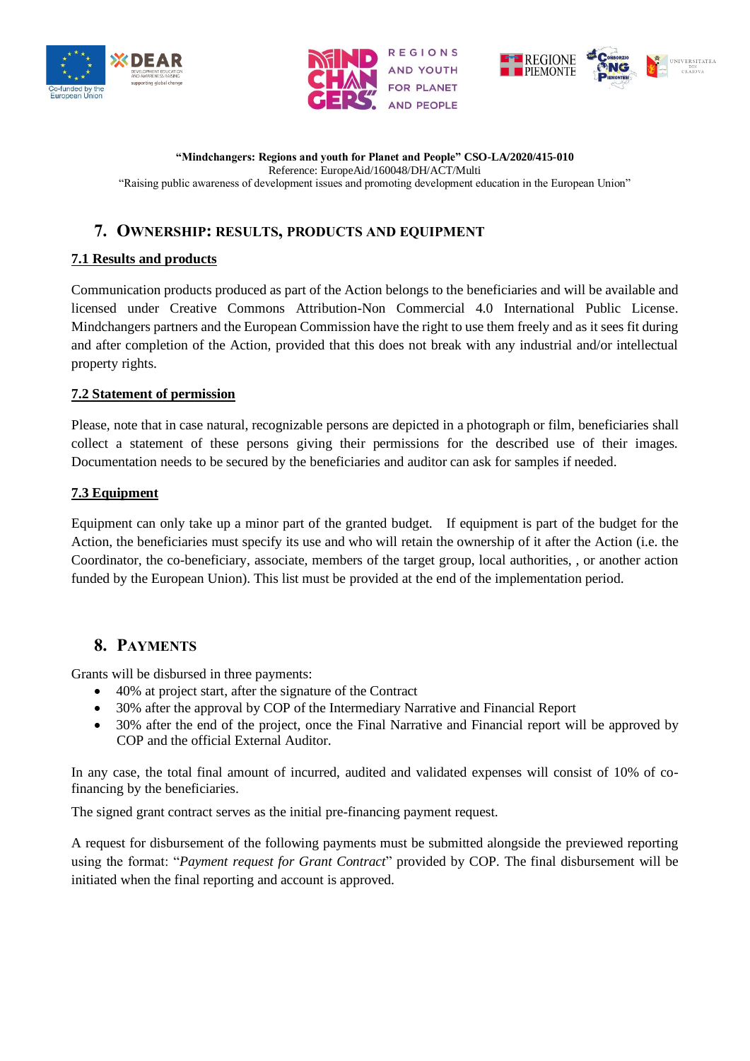## 7. Ownership: results, products and equipment

### 7.1 Results and products

Communication products produced as part of the Action belongs to the beneficiaries and will be available and licensed under Creative Commons Attribution-Non Commercial 4.0 International Public License. Mindchangers partners and the European Commission have the right to use them freely and as it sees fit during and after completion of the Action, provided that this does not break with any industrial and/or intellectual property rights.

### 7.2 Statement of permission

Please, note that in case natural, recognizable persons are depicted in a photograph or film, beneficiaries shall collect a statement of these persons giving their permissions for the described use of their images. Documentation needs to be secured by the beneficiaries and auditor can ask for samples if needed.

### 7.3 Equipment

Equipment can only take up a minor part of the granted budget. If equipment is part of the budget for the Action, the beneficiaries must specify its use and who will retain the ownership of it after the Action (i.e. the Coordinator, the co-beneficiary, associate, members of the target group, local authorities, , or another action funded by the European Union). This list must be provided at the end of the implementation period.

## 8. Payments

Grants will be disbursed in three payments:

- 40% at project start, after the signature of the Contract
- 30% after the approval by COP of the Intermediary Narrative and Financial Report
- 30% after the end of the project, once the Final Narrative and Financial report will be approved by COP and the official External Auditor.

In any case, the total final amount of incurred, audited and validated expenses will consist of 10% of co-financing by the beneficiaries.

The signed grant contract serves as the initial pre-financing payment request.

A request for disbursement of the following payments must be submitted alongside the previewed reporting using the format: "*Payment request for Grant Contract*" provided by COP. The final disbursement will be initiated when the final reporting and account is approved.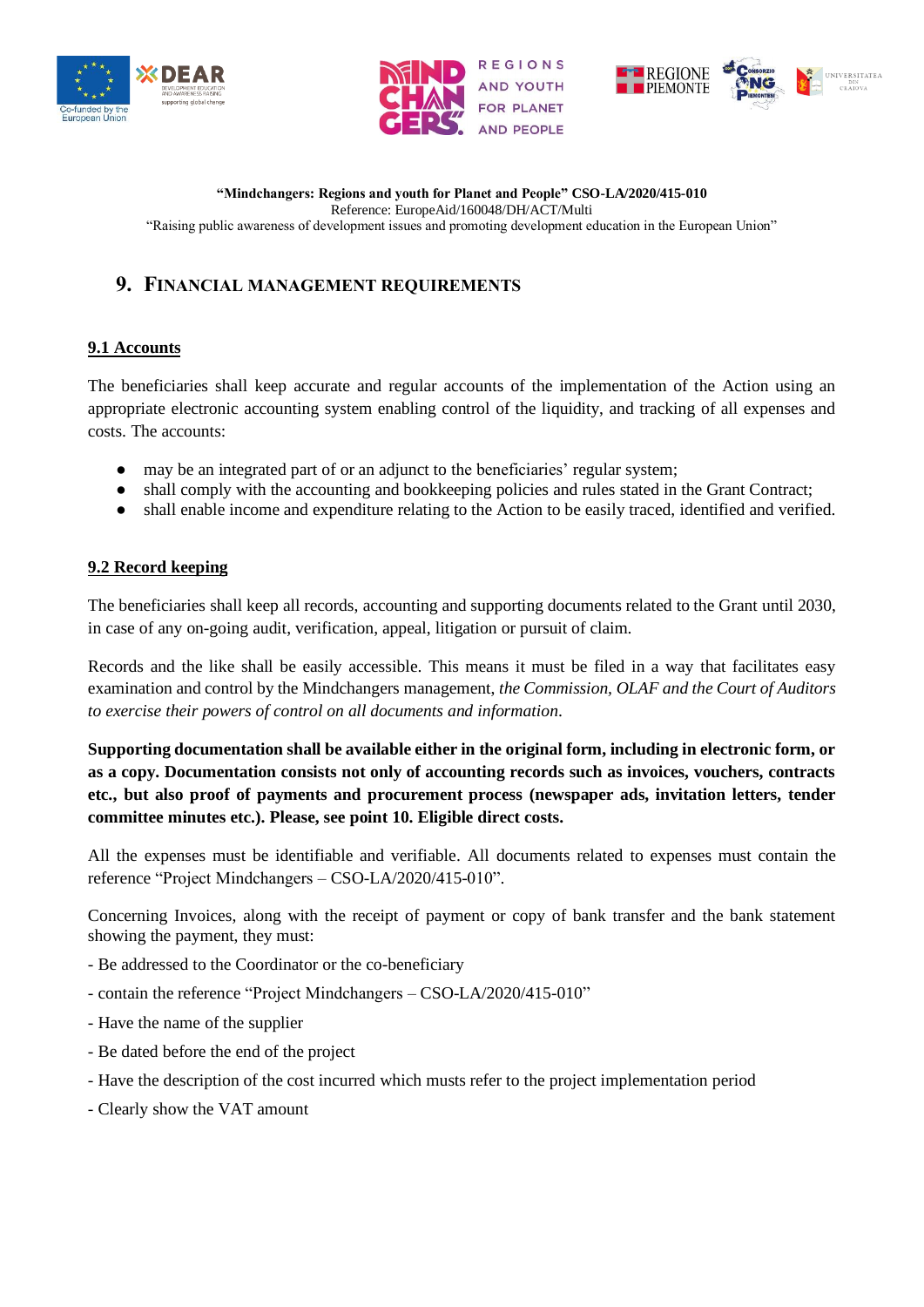"**Mindchangers: Regions and youth for Planet and People" CSO-LA/2020/415-010**
Reference: EuropeAid/160048/DH/ACT/Multi
"Raising public awareness of development issues and promoting development education in the European Union"

# 9. Financial management requirements

## 9.1 Accounts

The beneficiaries shall keep accurate and regular accounts of the implementation of the Action using an appropriate electronic accounting system enabling control of the liquidity, and tracking of all expenses and costs. The accounts:

- may be an integrated part of or an adjunct to the beneficiaries' regular system;
- shall comply with the accounting and bookkeeping policies and rules stated in the Grant Contract;
- shall enable income and expenditure relating to the Action to be easily traced, identified and verified.

## 9.2 Record keeping

The beneficiaries shall keep all records, accounting and supporting documents related to the Grant until 2030, in case of any on-going audit, verification, appeal, litigation or pursuit of claim.

Records and the like shall be easily accessible. This means it must be filed in a way that facilitates easy examination and control by the Mindchangers management, *the Commission, OLAF and the Court of Auditors to exercise their powers of control on all documents and information.*

**Supporting documentation shall be available either in the original form, including in electronic form, or as a copy. Documentation consists not only of accounting records such as invoices, vouchers, contracts etc., but also proof of payments and procurement process (newspaper ads, invitation letters, tender committee minutes etc.). Please, see point 10. Eligible direct costs.**

All the expenses must be identifiable and verifiable. All documents related to expenses must contain the reference "Project Mindchangers – CSO-LA/2020/415-010".

Concerning Invoices, along with the receipt of payment or copy of bank transfer and the bank statement showing the payment, they must:

- Be addressed to the Coordinator or the co-beneficiary
- contain the reference "Project Mindchangers – CSO-LA/2020/415-010"
- Have the name of the supplier
- Be dated before the end of the project
- Have the description of the cost incurred which musts refer to the project implementation period
- Clearly show the VAT amount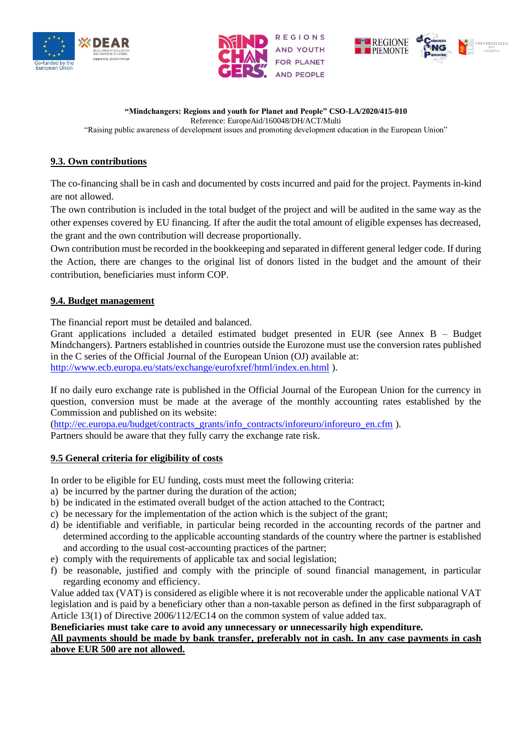## 9.3. Own contributions

The co-financing shall be in cash and documented by costs incurred and paid for the project. Payments in-kind are not allowed.

The own contribution is included in the total budget of the project and will be audited in the same way as the other expenses covered by EU financing. If after the audit the total amount of eligible expenses has decreased, the grant and the own contribution will decrease proportionally.

Own contribution must be recorded in the bookkeeping and separated in different general ledger code. If during the Action, there are changes to the original list of donors listed in the budget and the amount of their contribution, beneficiaries must inform COP.

## 9.4. Budget management

The financial report must be detailed and balanced.

Grant applications included a detailed estimated budget presented in EUR (see Annex B – Budget Mindchangers). Partners established in countries outside the Eurozone must use the conversion rates published in the C series of the Official Journal of the European Union (OJ) available at: http://www.ecb.europa.eu/stats/exchange/eurofxref/html/index.en.html ).

If no daily euro exchange rate is published in the Official Journal of the European Union for the currency in question, conversion must be made at the average of the monthly accounting rates established by the Commission and published on its website:

(http://ec.europa.eu/budget/contracts_grants/info_contracts/inforeuro/inforeuro_en.cfm ).

Partners should be aware that they fully carry the exchange rate risk.

## 9.5 General criteria for eligibility of costs

In order to be eligible for EU funding, costs must meet the following criteria:

a) be incurred by the partner during the duration of the action;
b) be indicated in the estimated overall budget of the action attached to the Contract;
c) be necessary for the implementation of the action which is the subject of the grant;
d) be identifiable and verifiable, in particular being recorded in the accounting records of the partner and determined according to the applicable accounting standards of the country where the partner is established and according to the usual cost-accounting practices of the partner;
e) comply with the requirements of applicable tax and social legislation;
f) be reasonable, justified and comply with the principle of sound financial management, in particular regarding economy and efficiency.

Value added tax (VAT) is considered as eligible where it is not recoverable under the applicable national VAT legislation and is paid by a beneficiary other than a non-taxable person as defined in the first subparagraph of Article 13(1) of Directive 2006/112/EC14 on the common system of value added tax.

**Beneficiaries must take care to avoid any unnecessary or unnecessarily high expenditure.**

**All payments should be made by bank transfer, preferably not in cash. In any case payments in cash above EUR 500 are not allowed.**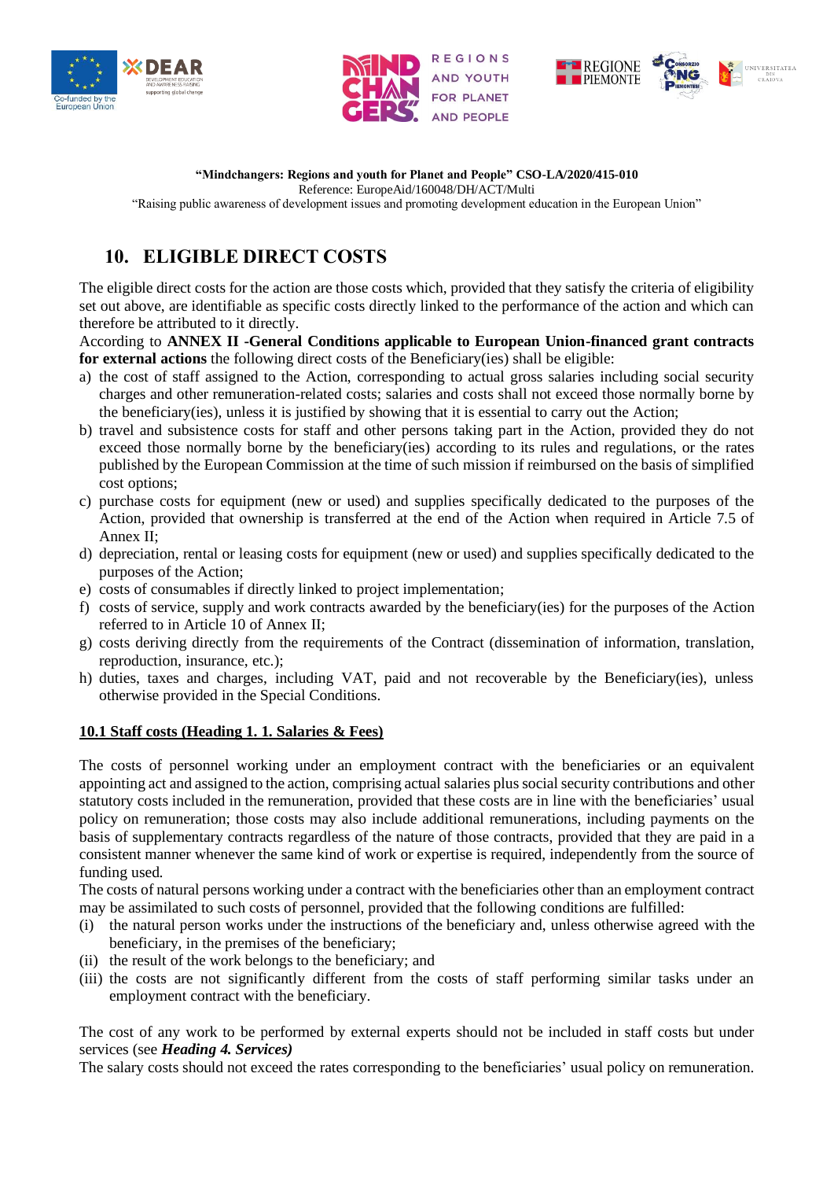"**Mindchangers: Regions and youth for Planet and People" CSO-LA/2020/415-010**
Reference: EuropeAid/160048/DH/ACT/Multi
"Raising public awareness of development issues and promoting development education in the European Union"

## 10. ELIGIBLE DIRECT COSTS

The eligible direct costs for the action are those costs which, provided that they satisfy the criteria of eligibility set out above, are identifiable as specific costs directly linked to the performance of the action and which can therefore be attributed to it directly.

According to **ANNEX II -General Conditions applicable to European Union-financed grant contracts for external actions** the following direct costs of the Beneficiary(ies) shall be eligible:

a) the cost of staff assigned to the Action, corresponding to actual gross salaries including social security charges and other remuneration-related costs; salaries and costs shall not exceed those normally borne by the beneficiary(ies), unless it is justified by showing that it is essential to carry out the Action;
b) travel and subsistence costs for staff and other persons taking part in the Action, provided they do not exceed those normally borne by the beneficiary(ies) according to its rules and regulations, or the rates published by the European Commission at the time of such mission if reimbursed on the basis of simplified cost options;
c) purchase costs for equipment (new or used) and supplies specifically dedicated to the purposes of the Action, provided that ownership is transferred at the end of the Action when required in Article 7.5 of Annex II;
d) depreciation, rental or leasing costs for equipment (new or used) and supplies specifically dedicated to the purposes of the Action;
e) costs of consumables if directly linked to project implementation;
f) costs of service, supply and work contracts awarded by the beneficiary(ies) for the purposes of the Action referred to in Article 10 of Annex II;
g) costs deriving directly from the requirements of the Contract (dissemination of information, translation, reproduction, insurance, etc.);
h) duties, taxes and charges, including VAT, paid and not recoverable by the Beneficiary(ies), unless otherwise provided in the Special Conditions.

### 10.1 Staff costs (Heading 1. 1. Salaries & Fees)

The costs of personnel working under an employment contract with the beneficiaries or an equivalent appointing act and assigned to the action, comprising actual salaries plus social security contributions and other statutory costs included in the remuneration, provided that these costs are in line with the beneficiaries' usual policy on remuneration; those costs may also include additional remunerations, including payments on the basis of supplementary contracts regardless of the nature of those contracts, provided that they are paid in a consistent manner whenever the same kind of work or expertise is required, independently from the source of funding used.

The costs of natural persons working under a contract with the beneficiaries other than an employment contract may be assimilated to such costs of personnel, provided that the following conditions are fulfilled:

(i) the natural person works under the instructions of the beneficiary and, unless otherwise agreed with the beneficiary, in the premises of the beneficiary;
(ii) the result of the work belongs to the beneficiary; and
(iii) the costs are not significantly different from the costs of staff performing similar tasks under an employment contract with the beneficiary.

The cost of any work to be performed by external experts should not be included in staff costs but under services (see ***Heading 4. Services)***

The salary costs should not exceed the rates corresponding to the beneficiaries' usual policy on remuneration.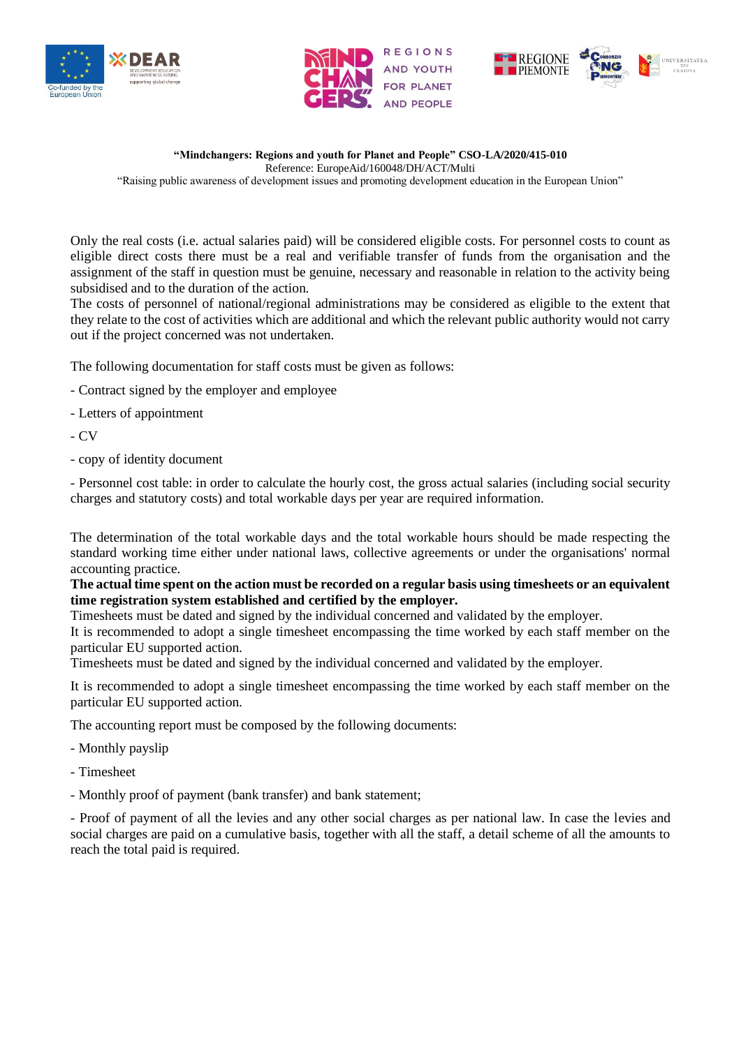Only the real costs (i.e. actual salaries paid) will be considered eligible costs. For personnel costs to count as eligible direct costs there must be a real and verifiable transfer of funds from the organisation and the assignment of the staff in question must be genuine, necessary and reasonable in relation to the activity being subsidised and to the duration of the action.
The costs of personnel of national/regional administrations may be considered as eligible to the extent that they relate to the cost of activities which are additional and which the relevant public authority would not carry out if the project concerned was not undertaken.

The following documentation for staff costs must be given as follows:

- Contract signed by the employer and employee

- Letters of appointment

- CV

- copy of identity document

- Personnel cost table: in order to calculate the hourly cost, the gross actual salaries (including social security charges and statutory costs) and total workable days per year are required information.

The determination of the total workable days and the total workable hours should be made respecting the standard working time either under national laws, collective agreements or under the organisations' normal accounting practice.

**The actual time spent on the action must be recorded on a regular basis using timesheets or an equivalent time registration system established and certified by the employer.**

Timesheets must be dated and signed by the individual concerned and validated by the employer.
It is recommended to adopt a single timesheet encompassing the time worked by each staff member on the particular EU supported action.
Timesheets must be dated and signed by the individual concerned and validated by the employer.

It is recommended to adopt a single timesheet encompassing the time worked by each staff member on the particular EU supported action.

The accounting report must be composed by the following documents:

- Monthly payslip

- Timesheet

- Monthly proof of payment (bank transfer) and bank statement;

- Proof of payment of all the levies and any other social charges as per national law. In case the levies and social charges are paid on a cumulative basis, together with all the staff, a detail scheme of all the amounts to reach the total paid is required.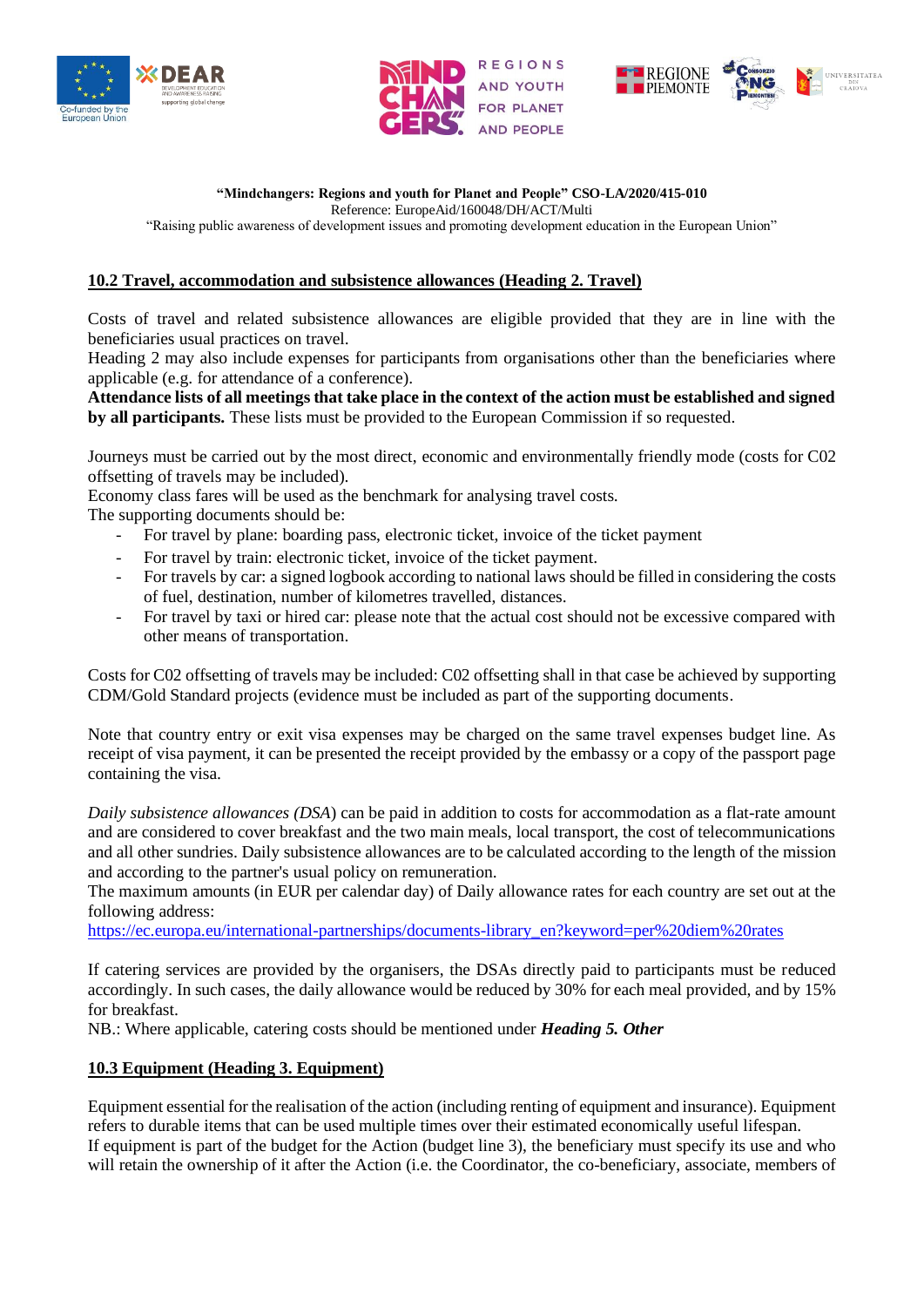**"Mindchangers: Regions and youth for Planet and People" CSO-LA/2020/415-010**
Reference: EuropeAid/160048/DH/ACT/Multi
"Raising public awareness of development issues and promoting development education in the European Union"

## 10.2 Travel, accommodation and subsistence allowances (Heading 2. Travel)

Costs of travel and related subsistence allowances are eligible provided that they are in line with the beneficiaries usual practices on travel.
Heading 2 may also include expenses for participants from organisations other than the beneficiaries where applicable (e.g. for attendance of a conference).
**Attendance lists of all meetings that take place in the context of the action must be established and signed by all participants.** These lists must be provided to the European Commission if so requested.

Journeys must be carried out by the most direct, economic and environmentally friendly mode (costs for C02 offsetting of travels may be included).
Economy class fares will be used as the benchmark for analysing travel costs.
The supporting documents should be:

- For travel by plane: boarding pass, electronic ticket, invoice of the ticket payment
- For travel by train: electronic ticket, invoice of the ticket payment.
- For travels by car: a signed logbook according to national laws should be filled in considering the costs of fuel, destination, number of kilometres travelled, distances.
- For travel by taxi or hired car: please note that the actual cost should not be excessive compared with other means of transportation.

Costs for C02 offsetting of travels may be included: C02 offsetting shall in that case be achieved by supporting CDM/Gold Standard projects (evidence must be included as part of the supporting documents.

Note that country entry or exit visa expenses may be charged on the same travel expenses budget line. As receipt of visa payment, it can be presented the receipt provided by the embassy or a copy of the passport page containing the visa.

*Daily subsistence allowances (DSA*) can be paid in addition to costs for accommodation as a flat-rate amount and are considered to cover breakfast and the two main meals, local transport, the cost of telecommunications and all other sundries. Daily subsistence allowances are to be calculated according to the length of the mission and according to the partner's usual policy on remuneration.
The maximum amounts (in EUR per calendar day) of Daily allowance rates for each country are set out at the following address:
https://ec.europa.eu/international-partnerships/documents-library_en?keyword=per%20diem%20rates

If catering services are provided by the organisers, the DSAs directly paid to participants must be reduced accordingly. In such cases, the daily allowance would be reduced by 30% for each meal provided, and by 15% for breakfast.
NB.: Where applicable, catering costs should be mentioned under ***Heading 5. Other***

## 10.3 Equipment (Heading 3. Equipment)

Equipment essential for the realisation of the action (including renting of equipment and insurance). Equipment refers to durable items that can be used multiple times over their estimated economically useful lifespan.
If equipment is part of the budget for the Action (budget line 3), the beneficiary must specify its use and who will retain the ownership of it after the Action (i.e. the Coordinator, the co-beneficiary, associate, members of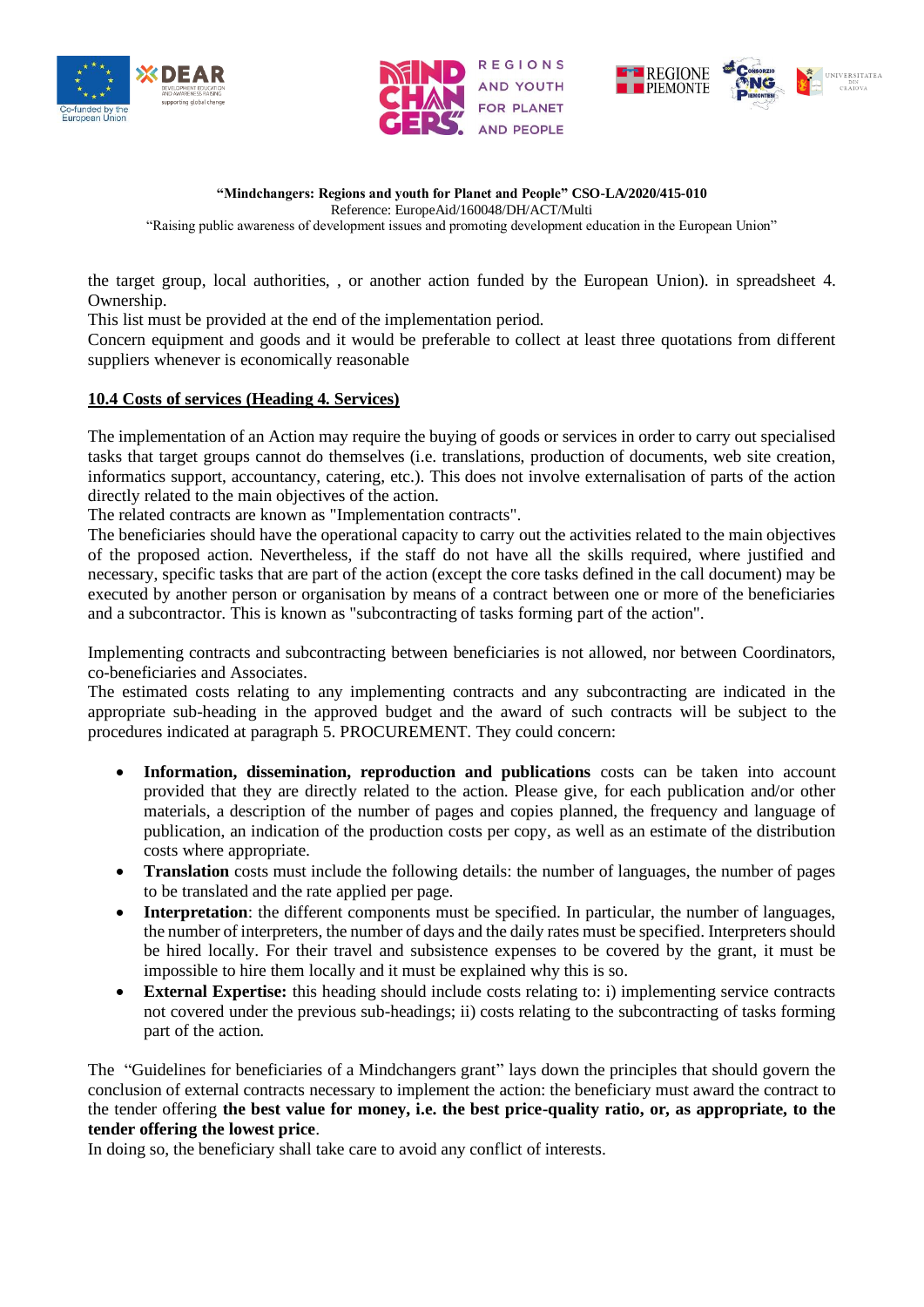the target group, local authorities, , or another action funded by the European Union). in spreadsheet 4. Ownership.
This list must be provided at the end of the implementation period.
Concern equipment and goods and it would be preferable to collect at least three quotations from different suppliers whenever is economically reasonable

## 10.4 Costs of services (Heading 4. Services)

The implementation of an Action may require the buying of goods or services in order to carry out specialised tasks that target groups cannot do themselves (i.e. translations, production of documents, web site creation, informatics support, accountancy, catering, etc.). This does not involve externalisation of parts of the action directly related to the main objectives of the action.
The related contracts are known as "Implementation contracts".
The beneficiaries should have the operational capacity to carry out the activities related to the main objectives of the proposed action. Nevertheless, if the staff do not have all the skills required, where justified and necessary, specific tasks that are part of the action (except the core tasks defined in the call document) may be executed by another person or organisation by means of a contract between one or more of the beneficiaries and a subcontractor. This is known as "subcontracting of tasks forming part of the action".

Implementing contracts and subcontracting between beneficiaries is not allowed, nor between Coordinators, co-beneficiaries and Associates.
The estimated costs relating to any implementing contracts and any subcontracting are indicated in the appropriate sub-heading in the approved budget and the award of such contracts will be subject to the procedures indicated at paragraph 5. PROCUREMENT. They could concern:

- **Information, dissemination, reproduction and publications** costs can be taken into account provided that they are directly related to the action. Please give, for each publication and/or other materials, a description of the number of pages and copies planned, the frequency and language of publication, an indication of the production costs per copy, as well as an estimate of the distribution costs where appropriate.
- **Translation** costs must include the following details: the number of languages, the number of pages to be translated and the rate applied per page.
- **Interpretation**: the different components must be specified. In particular, the number of languages, the number of interpreters, the number of days and the daily rates must be specified. Interpreters should be hired locally. For their travel and subsistence expenses to be covered by the grant, it must be impossible to hire them locally and it must be explained why this is so.
- **External Expertise:** this heading should include costs relating to: i) implementing service contracts not covered under the previous sub-headings; ii) costs relating to the subcontracting of tasks forming part of the action.

The "Guidelines for beneficiaries of a Mindchangers grant" lays down the principles that should govern the conclusion of external contracts necessary to implement the action: the beneficiary must award the contract to the tender offering **the best value for money, i.e. the best price-quality ratio, or, as appropriate, to the tender offering the lowest price**.
In doing so, the beneficiary shall take care to avoid any conflict of interests.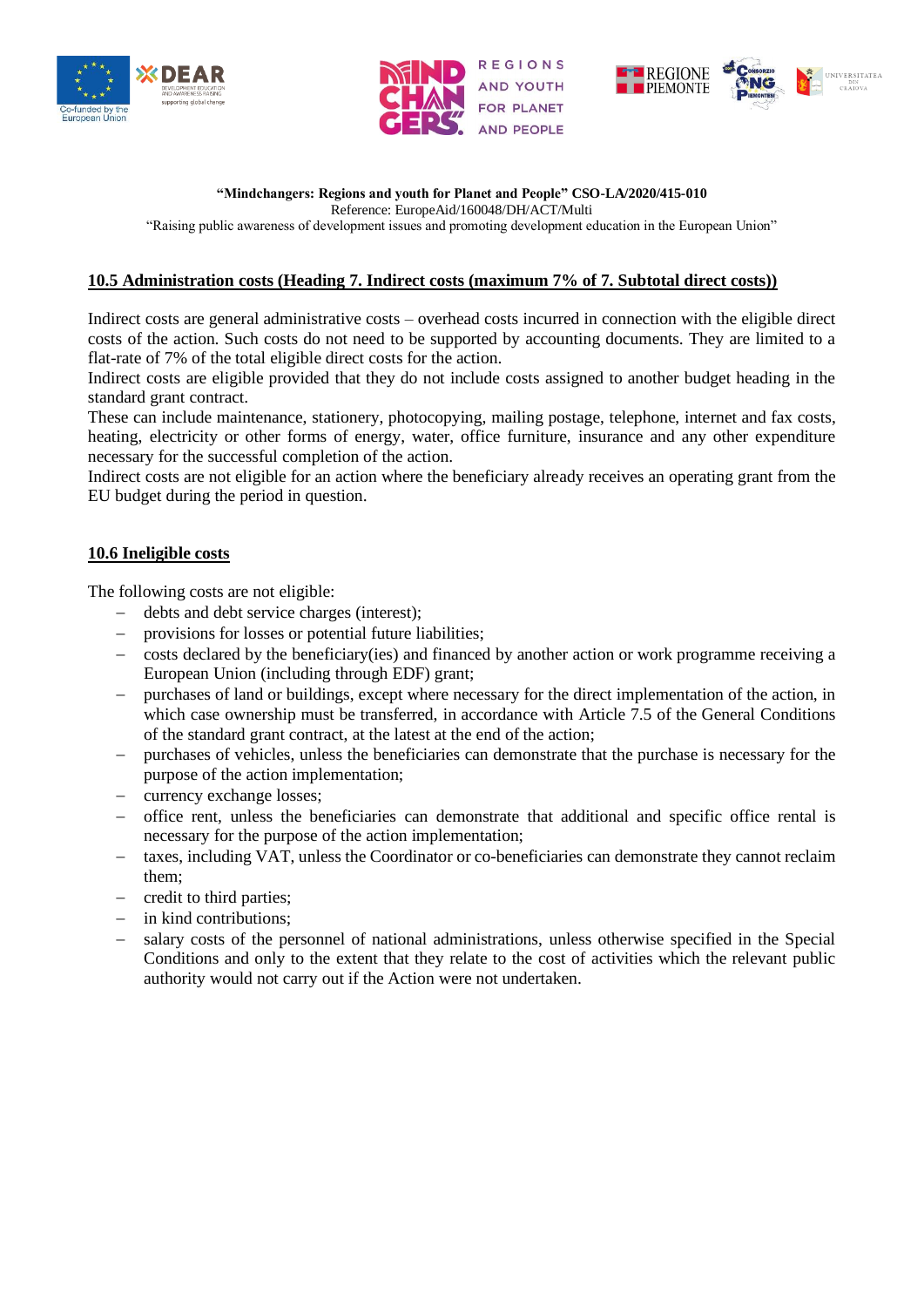## 10.5 Administration costs (Heading 7. Indirect costs (maximum 7% of 7. Subtotal direct costs))

Indirect costs are general administrative costs – overhead costs incurred in connection with the eligible direct costs of the action. Such costs do not need to be supported by accounting documents. They are limited to a flat-rate of 7% of the total eligible direct costs for the action.
Indirect costs are eligible provided that they do not include costs assigned to another budget heading in the standard grant contract.
These can include maintenance, stationery, photocopying, mailing postage, telephone, internet and fax costs, heating, electricity or other forms of energy, water, office furniture, insurance and any other expenditure necessary for the successful completion of the action.
Indirect costs are not eligible for an action where the beneficiary already receives an operating grant from the EU budget during the period in question.

## 10.6 Ineligible costs

The following costs are not eligible:

- debts and debt service charges (interest);
- provisions for losses or potential future liabilities;
- costs declared by the beneficiary(ies) and financed by another action or work programme receiving a European Union (including through EDF) grant;
- purchases of land or buildings, except where necessary for the direct implementation of the action, in which case ownership must be transferred, in accordance with Article 7.5 of the General Conditions of the standard grant contract, at the latest at the end of the action;
- purchases of vehicles, unless the beneficiaries can demonstrate that the purchase is necessary for the purpose of the action implementation;
- currency exchange losses;
- office rent, unless the beneficiaries can demonstrate that additional and specific office rental is necessary for the purpose of the action implementation;
- taxes, including VAT, unless the Coordinator or co-beneficiaries can demonstrate they cannot reclaim them;
- credit to third parties;
- in kind contributions;
- salary costs of the personnel of national administrations, unless otherwise specified in the Special Conditions and only to the extent that they relate to the cost of activities which the relevant public authority would not carry out if the Action were not undertaken.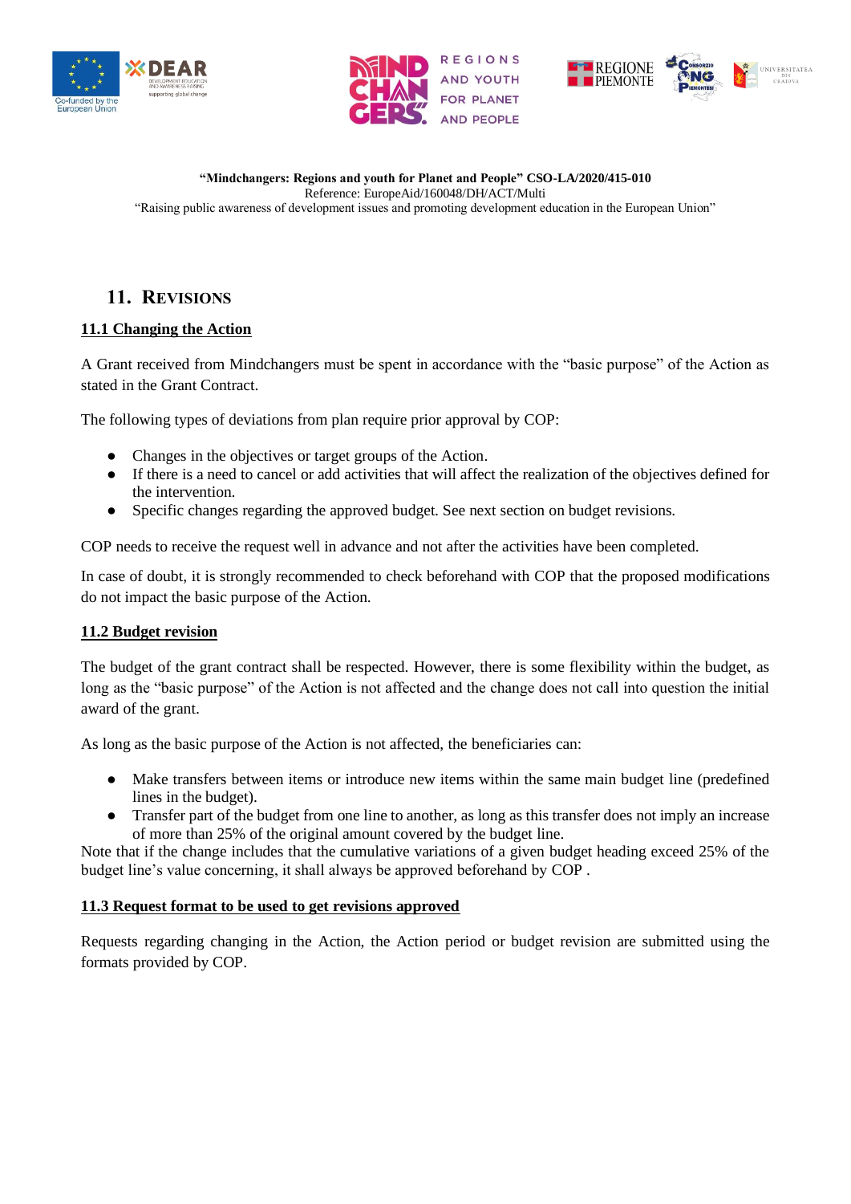**"Mindchangers: Regions and youth for Planet and People" CSO-LA/2020/415-010**
Reference: EuropeAid/160048/DH/ACT/Multi
"Raising public awareness of development issues and promoting development education in the European Union"

## 11. Revisions

### 11.1 Changing the Action

A Grant received from Mindchangers must be spent in accordance with the "basic purpose" of the Action as stated in the Grant Contract.

The following types of deviations from plan require prior approval by COP:

- Changes in the objectives or target groups of the Action.
- If there is a need to cancel or add activities that will affect the realization of the objectives defined for the intervention.
- Specific changes regarding the approved budget. See next section on budget revisions.

COP needs to receive the request well in advance and not after the activities have been completed.

In case of doubt, it is strongly recommended to check beforehand with COP that the proposed modifications do not impact the basic purpose of the Action.

### 11.2 Budget revision

The budget of the grant contract shall be respected. However, there is some flexibility within the budget, as long as the "basic purpose" of the Action is not affected and the change does not call into question the initial award of the grant.

As long as the basic purpose of the Action is not affected, the beneficiaries can:

- Make transfers between items or introduce new items within the same main budget line (predefined lines in the budget).
- Transfer part of the budget from one line to another, as long as this transfer does not imply an increase of more than 25% of the original amount covered by the budget line.

Note that if the change includes that the cumulative variations of a given budget heading exceed 25% of the budget line's value concerning, it shall always be approved beforehand by COP .

### 11.3 Request format to be used to get revisions approved

Requests regarding changing in the Action, the Action period or budget revision are submitted using the formats provided by COP.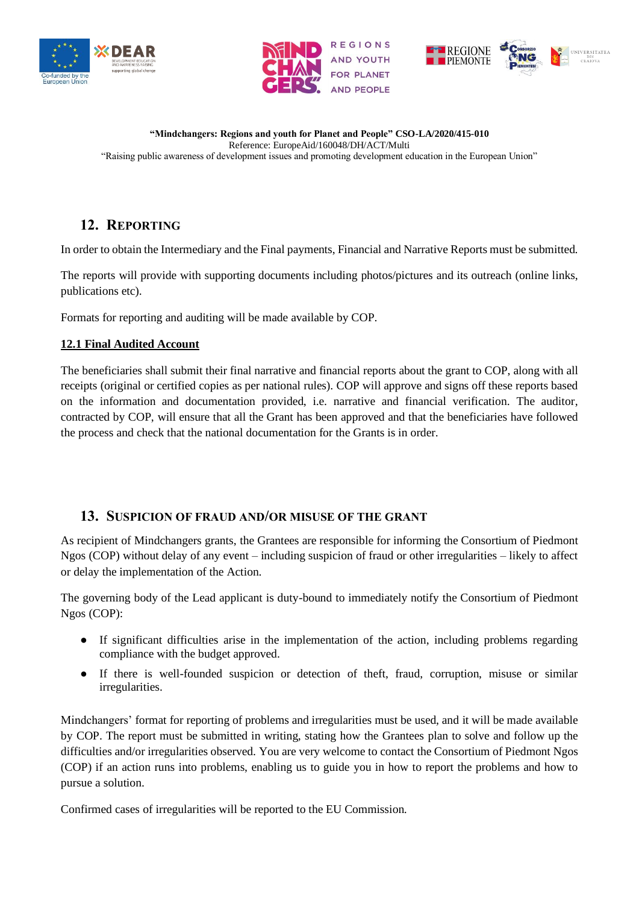## 12. Reporting

In order to obtain the Intermediary and the Final payments, Financial and Narrative Reports must be submitted.

The reports will provide with supporting documents including photos/pictures and its outreach (online links, publications etc).

Formats for reporting and auditing will be made available by COP.

### 12.1 Final Audited Account

The beneficiaries shall submit their final narrative and financial reports about the grant to COP, along with all receipts (original or certified copies as per national rules). COP will approve and signs off these reports based on the information and documentation provided, i.e. narrative and financial verification. The auditor, contracted by COP, will ensure that all the Grant has been approved and that the beneficiaries have followed the process and check that the national documentation for the Grants is in order.

## 13. Suspicion of fraud and/or misuse of the grant

As recipient of Mindchangers grants, the Grantees are responsible for informing the Consortium of Piedmont Ngos (COP) without delay of any event – including suspicion of fraud or other irregularities – likely to affect or delay the implementation of the Action.

The governing body of the Lead applicant is duty-bound to immediately notify the Consortium of Piedmont Ngos (COP):

- If significant difficulties arise in the implementation of the action, including problems regarding compliance with the budget approved.
- If there is well-founded suspicion or detection of theft, fraud, corruption, misuse or similar irregularities.

Mindchangers' format for reporting of problems and irregularities must be used, and it will be made available by COP. The report must be submitted in writing, stating how the Grantees plan to solve and follow up the difficulties and/or irregularities observed. You are very welcome to contact the Consortium of Piedmont Ngos (COP) if an action runs into problems, enabling us to guide you in how to report the problems and how to pursue a solution.

Confirmed cases of irregularities will be reported to the EU Commission.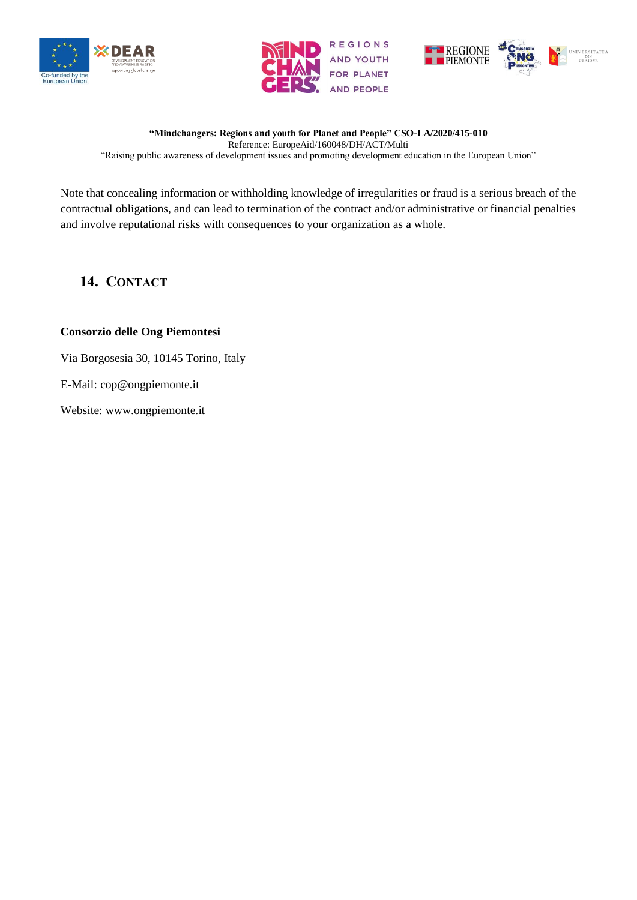Note that concealing information or withholding knowledge of irregularities or fraud is a serious breach of the contractual obligations, and can lead to termination of the contract and/or administrative or financial penalties and involve reputational risks with consequences to your organization as a whole.

## 14. Contact

**Consorzio delle Ong Piemontesi**

Via Borgosesia 30, 10145 Torino, Italy

E-Mail: cop@ongpiemonte.it

Website: www.ongpiemonte.it